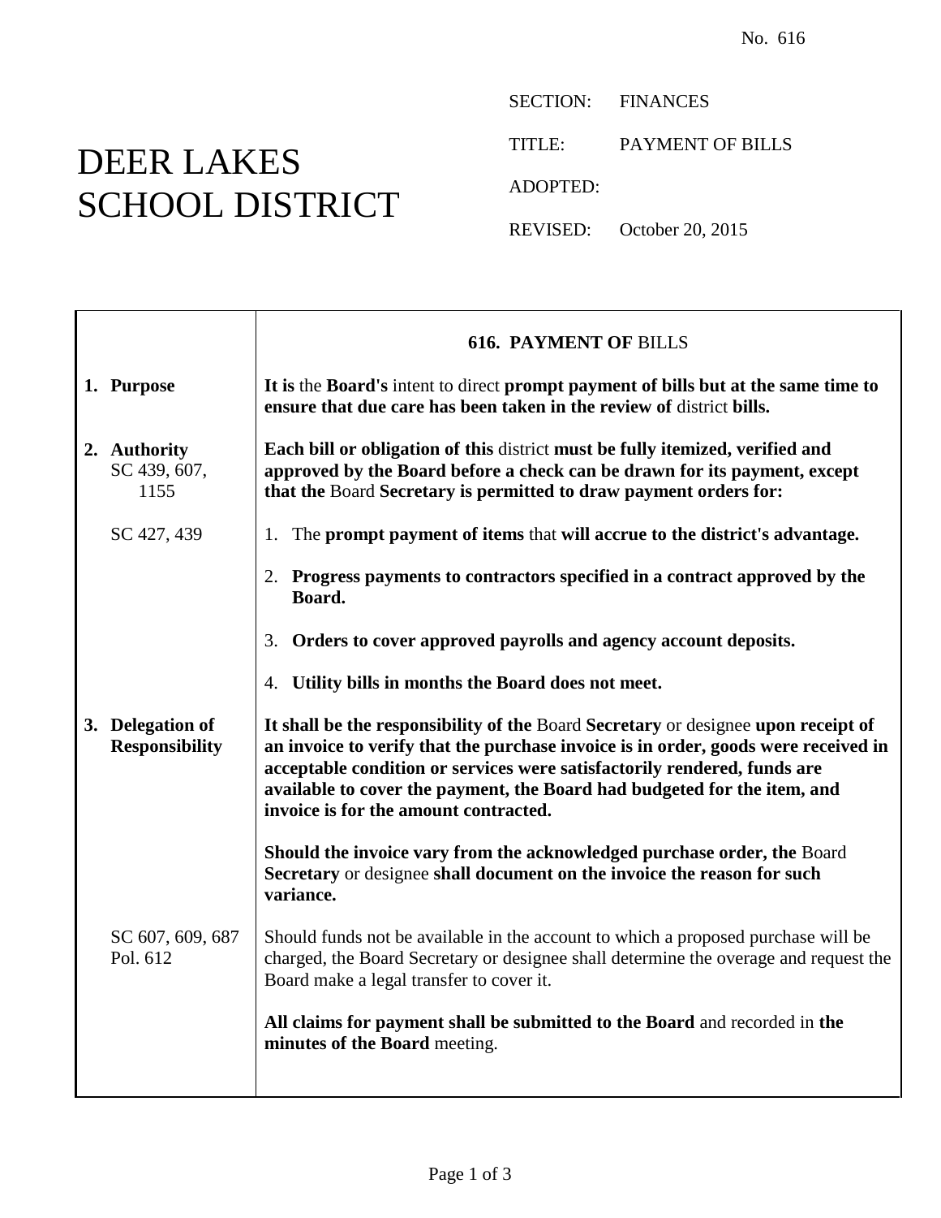No. 616

# DEER LAKES SCHOOL DISTRICT

SECTION: FINANCES

TITLE: PAYMENT OF BILLS

ADOPTED:

REVISED: October 20, 2015

## 616. PAYMENT OF BILLS

**1. Purpose**

**It is** the **Board's** intent to direct **prompt payment of bills but at the same time to ensure that due care has been taken in the review of** district **bills.**

**2. Authority**
SC 439, 607, 1155

**Each bill or obligation of this** district **must be fully itemized, verified and approved by the Board before a check can be drawn for its payment, except that the** Board **Secretary is permitted to draw payment orders for:**

SC 427, 439

1. The **prompt payment of items** that **will accrue to the district's advantage.**

2. **Progress payments to contractors specified in a contract approved by the Board.**

3. **Orders to cover approved payrolls and agency account deposits.**

4. **Utility bills in months the Board does not meet.**

**3. Delegation of Responsibility**

**It shall be the responsibility of the** Board **Secretary** or designee **upon receipt of an invoice to verify that the purchase invoice is in order, goods were received in acceptable condition or services were satisfactorily rendered, funds are available to cover the payment, the Board had budgeted for the item, and invoice is for the amount contracted.**

**Should the invoice vary from the acknowledged purchase order, the** Board **Secretary** or designee **shall document on the invoice the reason for such variance.**

SC 607, 609, 687
Pol. 612

Should funds not be available in the account to which a proposed purchase will be charged, the Board Secretary or designee shall determine the overage and request the Board make a legal transfer to cover it.

**All claims for payment shall be submitted to the Board** and recorded in **the minutes of the Board** meeting.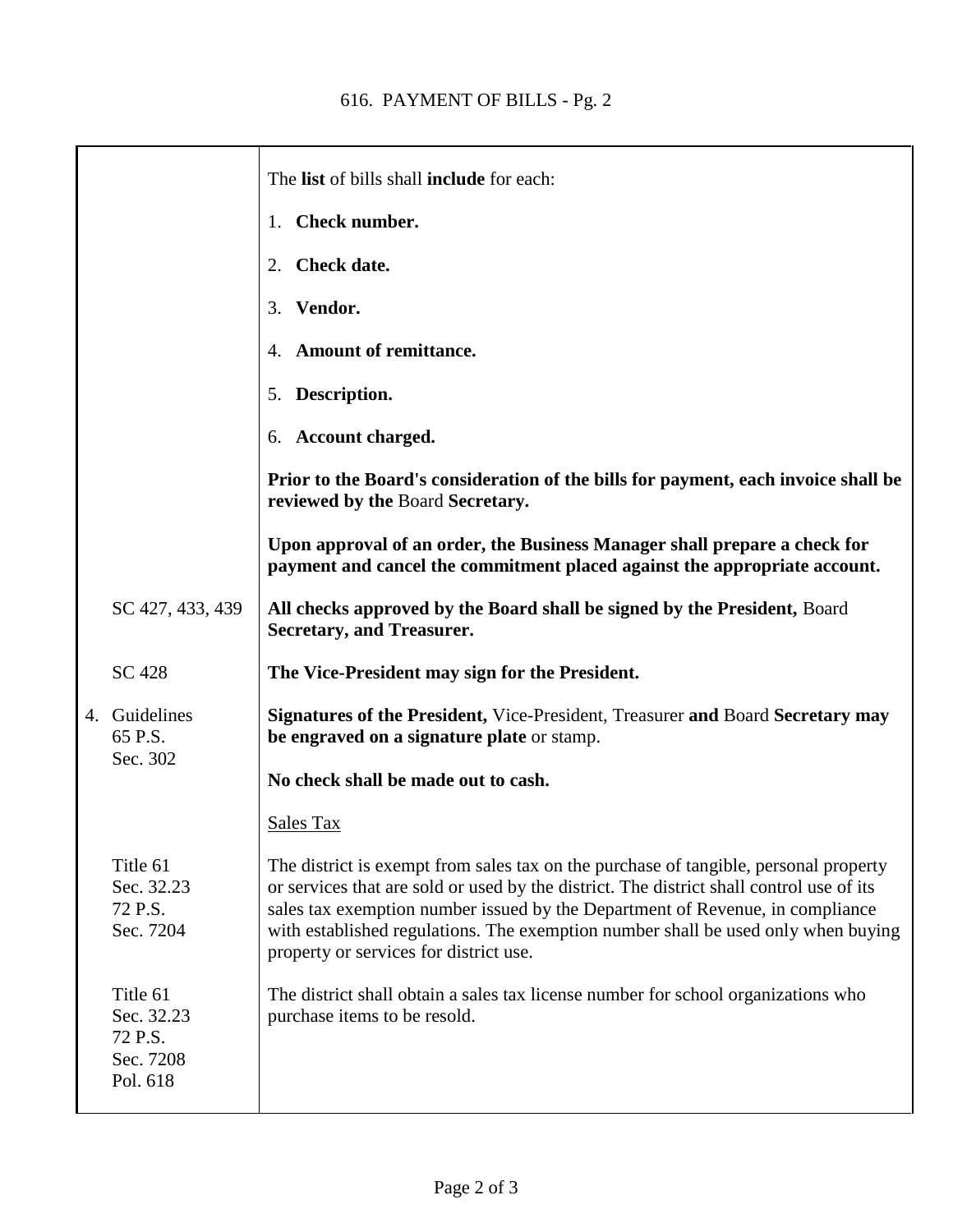616. PAYMENT OF BILLS - Pg. 2

| | |
|---|---|
| | The **list** of bills shall **include** for each: |
| | 1. **Check number.** |
| | 2. **Check date.** |
| | 3. **Vendor.** |
| | 4. **Amount of remittance.** |
| | 5. **Description.** |
| | 6. **Account charged.** |
| | **Prior to the Board's consideration of the bills for payment, each invoice shall be reviewed by the** Board **Secretary.** |
| | **Upon approval of an order, the Business Manager shall prepare a check for payment and cancel the commitment placed against the appropriate account.** |
| SC 427, 433, 439 | **All checks approved by the Board shall be signed by the President,** Board **Secretary, and Treasurer.** |
| SC 428 | **The Vice-President may sign for the President.** |
| 4. Guidelines 65 P.S. Sec. 302 | **Signatures of the President,** Vice-President, Treasurer **and** Board **Secretary may be engraved on a signature plate** or stamp. |
| | **No check shall be made out to cash.** |
| | Sales Tax |
| Title 61 Sec. 32.23 72 P.S. Sec. 7204 | The district is exempt from sales tax on the purchase of tangible, personal property or services that are sold or used by the district. The district shall control use of its sales tax exemption number issued by the Department of Revenue, in compliance with established regulations. The exemption number shall be used only when buying property or services for district use. |
| Title 61 Sec. 32.23 72 P.S. Sec. 7208 Pol. 618 | The district shall obtain a sales tax license number for school organizations who purchase items to be resold. |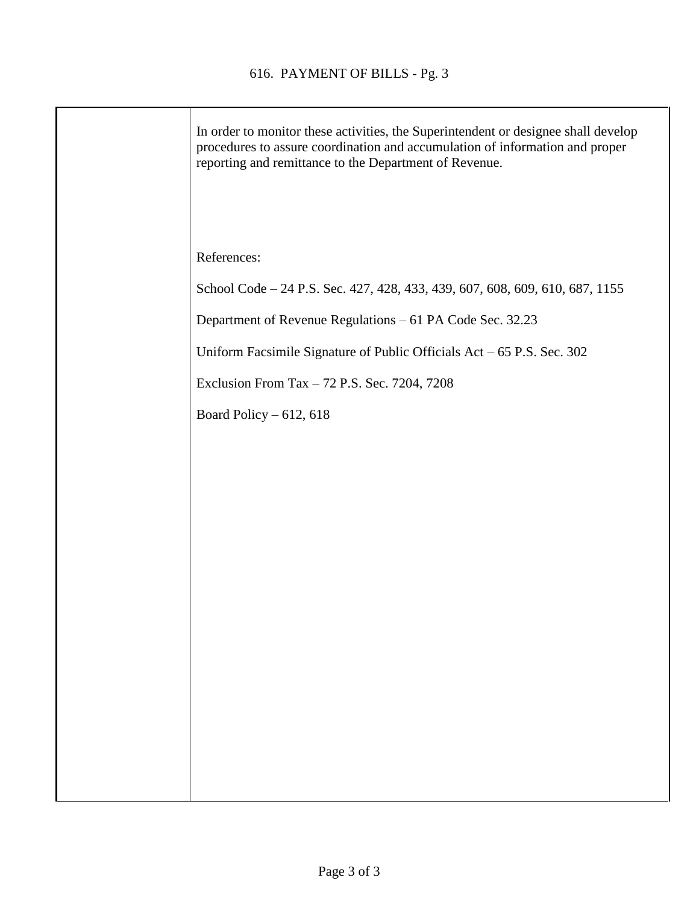In order to monitor these activities, the Superintendent or designee shall develop procedures to assure coordination and accumulation of information and proper reporting and remittance to the Department of Revenue.

References:

School Code – 24 P.S. Sec. 427, 428, 433, 439, 607, 608, 609, 610, 687, 1155

Department of Revenue Regulations – 61 PA Code Sec. 32.23

Uniform Facsimile Signature of Public Officials Act – 65 P.S. Sec. 302

Exclusion From Tax – 72 P.S. Sec. 7204, 7208

Board Policy – 612, 618